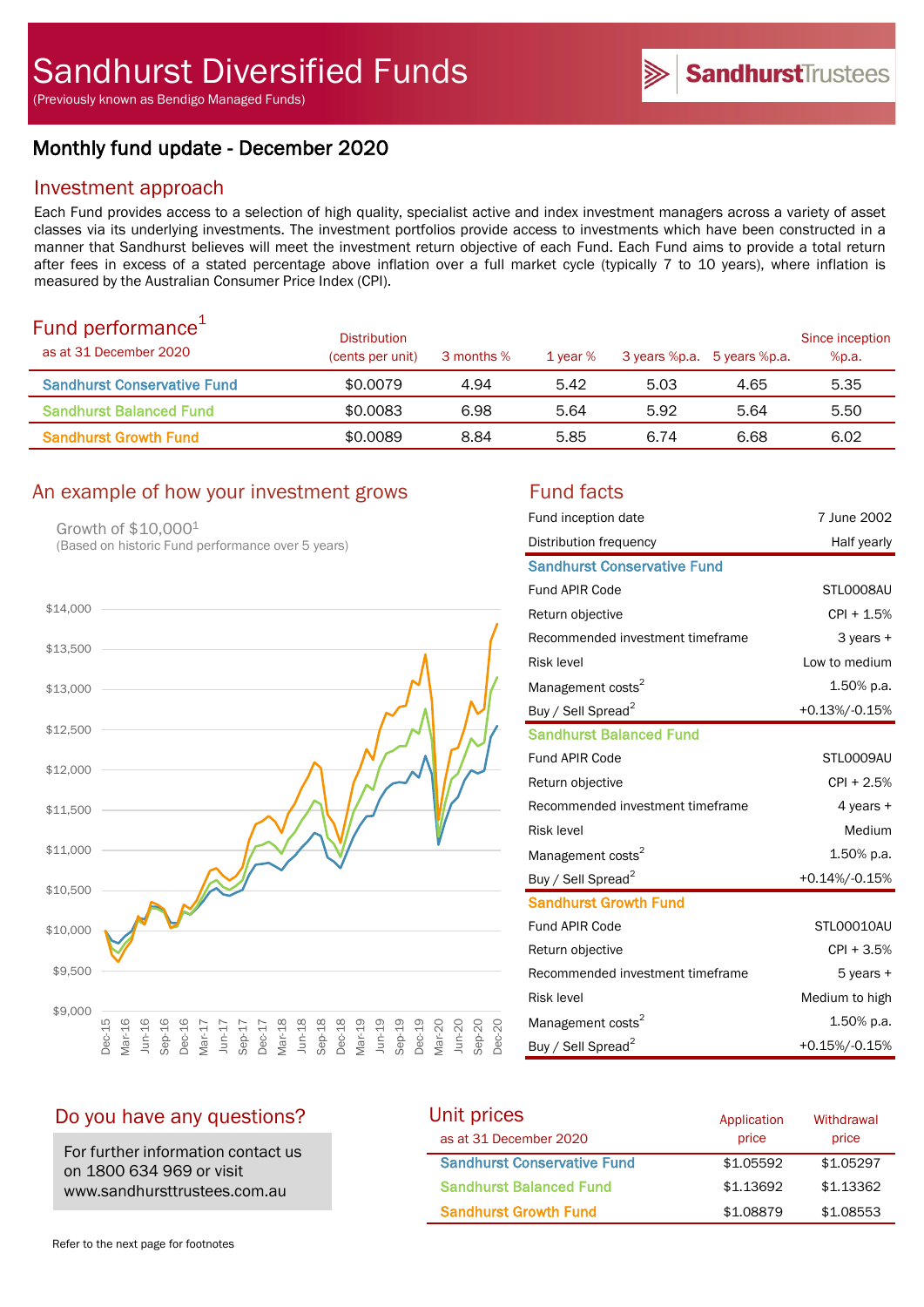# Sandhurst Diversified Funds

(Previously known as Bendigo Managed Funds)

SandhurstTrustees

## Monthly fund update - December 2020

### Investment approach

Each Fund provides access to a selection of high quality, specialist active and index investment managers across a variety of asset classes via its underlying investments. The investment portfolios provide access to investments which have been constructed in a manner that Sandhurst believes will meet the investment return objective of each Fund. Each Fund aims to provide a total return after fees in excess of a stated percentage above inflation over a full market cycle (typically 7 to 10 years), where inflation is measured by the Australian Consumer Price Index (CPI).

### Fund performance[1]

as at 31 December 2020

| | Distribution (cents per unit) | 3 months % | 1 year % | 3 years %p.a. | 5 years %p.a. | Since inception %p.a. |
|---|---|---|---|---|---|---|
| Sandhurst Conservative Fund | $0.0079 | 4.94 | 5.42 | 5.03 | 4.65 | 5.35 |
| Sandhurst Balanced Fund | $0.0083 | 6.98 | 5.64 | 5.92 | 5.64 | 5.50 |
| Sandhurst Growth Fund | $0.0089 | 8.84 | 5.85 | 6.74 | 6.68 | 6.02 |

### An example of how your investment grows

Growth of $10,000[1]

(Based on historic Fund performance over 5 years)

### Fund facts

| | |
|---|---|
| Fund inception date | 7 June 2002 |
| Distribution frequency | Half yearly |
| **Sandhurst Conservative Fund** | |
| Fund APIR Code | STL0008AU |
| Return objective | CPI + 1.5% |
| Recommended investment timeframe | 3 years + |
| Risk level | Low to medium |
| Management costs[2] | 1.50% p.a. |
| Buy / Sell Spread[2] | +0.13%/-0.15% |
| **Sandhurst Balanced Fund** | |
| Fund APIR Code | STL0009AU |
| Return objective | CPI + 2.5% |
| Recommended investment timeframe | 4 years + |
| Risk level | Medium |
| Management costs[2] | 1.50% p.a. |
| Buy / Sell Spread[2] | +0.14%/-0.15% |
| **Sandhurst Growth Fund** | |
| Fund APIR Code | STL00010AU |
| Return objective | CPI + 3.5% |
| Recommended investment timeframe | 5 years + |
| Risk level | Medium to high |
| Management costs[2] | 1.50% p.a. |
| Buy / Sell Spread[2] | +0.15%/-0.15% |

### Do you have any questions?

For further information contact us on 1800 634 969 or visit www.sandhursttrustees.com.au

### Unit prices

as at 31 December 2020

| | Application price | Withdrawal price |
|---|---|---|
| Sandhurst Conservative Fund | $1.05592 | $1.05297 |
| Sandhurst Balanced Fund | $1.13692 | $1.13362 |
| Sandhurst Growth Fund | $1.08879 | $1.08553 |

Refer to the next page for footnotes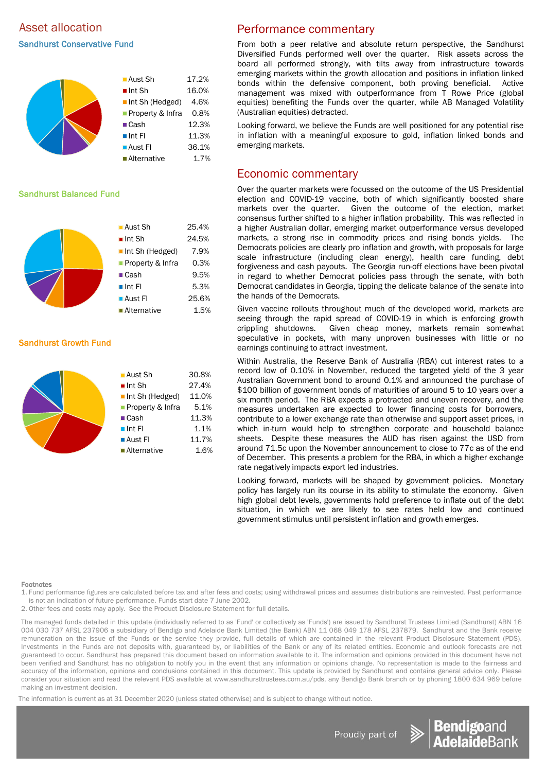## Asset allocation

### Sandhurst Conservative Fund

Aust Sh 17.2%
Int Sh 16.0%
Int Sh (Hedged) 4.6%
Property & Infra 0.8%
Cash 12.3%
Int FI 11.3%
Aust FI 36.1%
Alternative 1.7%

### Sandhurst Balanced Fund

Aust Sh 25.4%
Int Sh 24.5%
Int Sh (Hedged) 7.9%
Property & Infra 0.3%
Cash 9.5%
Int FI 5.3%
Aust FI 25.6%
Alternative 1.5%

### Sandhurst Growth Fund

Aust Sh 30.8%
Int Sh 27.4%
Int Sh (Hedged) 11.0%
Property & Infra 5.1%
Cash 11.3%
Int FI 1.1%
Aust FI 11.7%
Alternative 1.6%

## Performance commentary

From both a peer relative and absolute return perspective, the Sandhurst Diversified Funds performed well over the quarter. Risk assets across the board all performed strongly, with tilts away from infrastructure towards emerging markets within the growth allocation and positions in inflation linked bonds within the defensive component, both proving beneficial. Active management was mixed with outperformance from T Rowe Price (global equities) benefiting the Funds over the quarter, while AB Managed Volatility (Australian equities) detracted.

Looking forward, we believe the Funds are well positioned for any potential rise in inflation with a meaningful exposure to gold, inflation linked bonds and emerging markets.

## Economic commentary

Over the quarter markets were focussed on the outcome of the US Presidential election and COVID-19 vaccine, both of which significantly boosted share markets over the quarter. Given the outcome of the election, market consensus further shifted to a higher inflation probability. This was reflected in a higher Australian dollar, emerging market outperformance versus developed markets, a strong rise in commodity prices and rising bonds yields. The Democrats policies are clearly pro inflation and growth, with proposals for large scale infrastructure (including clean energy), health care funding, debt forgiveness and cash payouts. The Georgia run-off elections have been pivotal in regard to whether Democrat policies pass through the senate, with both Democrat candidates in Georgia, tipping the delicate balance of the senate into the hands of the Democrats.

Given vaccine rollouts throughout much of the developed world, markets are seeing through the rapid spread of COVID-19 in which is enforcing growth crippling shutdowns. Given cheap money, markets remain somewhat speculative in pockets, with many unproven businesses with little or no earnings continuing to attract investment.

Within Australia, the Reserve Bank of Australia (RBA) cut interest rates to a record low of 0.10% in November, reduced the targeted yield of the 3 year Australian Government bond to around 0.1% and announced the purchase of $100 billion of government bonds of maturities of around 5 to 10 years over a six month period. The RBA expects a protracted and uneven recovery, and the measures undertaken are expected to lower financing costs for borrowers, contribute to a lower exchange rate than otherwise and support asset prices, in which in-turn would help to strengthen corporate and household balance sheets. Despite these measures the AUD has risen against the USD from around 71.5c upon the November announcement to close to 77c as of the end of December. This presents a problem for the RBA, in which a higher exchange rate negatively impacts export led industries.

Looking forward, markets will be shaped by government policies. Monetary policy has largely run its course in its ability to stimulate the economy. Given high global debt levels, governments hold preference to inflate out of the debt situation, in which we are likely to see rates held low and continued government stimulus until persistent inflation and growth emerges.

**Footnotes**

1. Fund performance figures are calculated before tax and after fees and costs; using withdrawal prices and assumes distributions are reinvested. Past performance is not an indication of future performance. Funds start date 7 June 2002.
2. Other fees and costs may apply. See the Product Disclosure Statement for full details.

The managed funds detailed in this update (individually referred to as 'Fund' or collectively as 'Funds') are issued by Sandhurst Trustees Limited (Sandhurst) ABN 16 004 030 737 AFSL 237906 a subsidiary of Bendigo and Adelaide Bank Limited (the Bank) ABN 11 068 049 178 AFSL 237879. Sandhurst and the Bank receive remuneration on the issue of the Funds or the service they provide, full details of which are contained in the relevant Product Disclosure Statement (PDS). Investments in the Funds are not deposits with, guaranteed by, or liabilities of the Bank or any of its related entities. Economic and outlook forecasts are not guaranteed to occur. Sandhurst has prepared this document based on information available to it. The information and opinions provided in this document have not been verified and Sandhurst has no obligation to notify you in the event that any information or opinions change. No representation is made to the fairness and accuracy of the information, opinions and conclusions contained in this document. This update is provided by Sandhurst and contains general advice only. Please consider your situation and read the relevant PDS available at www.sandhursttrustees.com.au/pds, any Bendigo Bank branch or by phoning 1800 634 969 before making an investment decision.

The information is current as at 31 December 2020 (unless stated otherwise) and is subject to change without notice.

Proudly part of Bendigo and Adelaide Bank